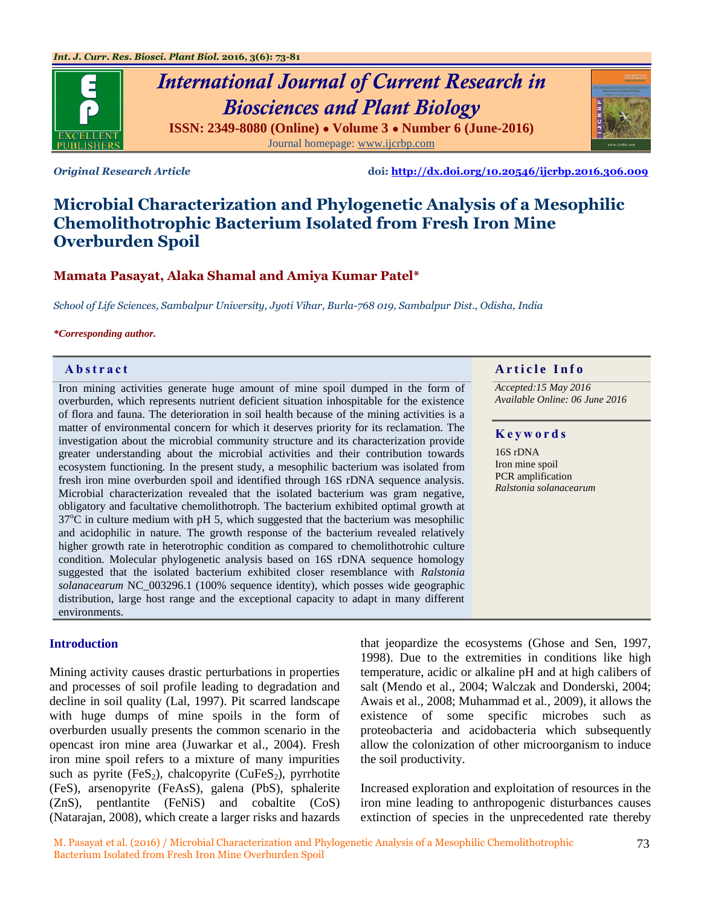*Original Research Article*

doi: http://dx.doi.org/10.20546/ijcrbp.2016.306.009

# Microbial Characterization and Phylogenetic Analysis of a Mesophilic Chemolithotrophic Bacterium Isolated from Fresh Iron Mine Overburden Spoil

**Mamata Pasayat, Alaka Shamal and Amiya Kumar Patel***

*School of Life Sciences, Sambalpur University, Jyoti Vihar, Burla-768 019, Sambalpur Dist., Odisha, India*

***Corresponding author.**

## Abstract

Iron mining activities generate huge amount of mine spoil dumped in the form of overburden, which represents nutrient deficient situation inhospitable for the existence of flora and fauna. The deterioration in soil health because of the mining activities is a matter of environmental concern for which it deserves priority for its reclamation. The investigation about the microbial community structure and its characterization provide greater understanding about the microbial activities and their contribution towards ecosystem functioning. In the present study, a mesophilic bacterium was isolated from fresh iron mine overburden spoil and identified through 16S rDNA sequence analysis. Microbial characterization revealed that the isolated bacterium was gram negative, obligatory and facultative chemolithotroph. The bacterium exhibited optimal growth at 37$^{o}$C in culture medium with pH 5, which suggested that the bacterium was mesophilic and acidophilic in nature. The growth response of the bacterium revealed relatively higher growth rate in heterotrophic condition as compared to chemolithotrohic culture condition. Molecular phylogenetic analysis based on 16S rDNA sequence homology suggested that the isolated bacterium exhibited closer resemblance with *Ralstonia solanacearum* NC_003296.1 (100% sequence identity), which posses wide geographic distribution, large host range and the exceptional capacity to adapt in many different environments.

## Article Info

*Accepted:15 May 2016*
*Available Online: 06 June 2016*

## Keywords

16S rDNA
Iron mine spoil
PCR amplification
*Ralstonia solanacearum*

## Introduction

Mining activity causes drastic perturbations in properties and processes of soil profile leading to degradation and decline in soil quality (Lal, 1997). Pit scarred landscape with huge dumps of mine spoils in the form of overburden usually presents the common scenario in the opencast iron mine area (Juwarkar et al., 2004). Fresh iron mine spoil refers to a mixture of many impurities such as pyrite ($FeS_2$), chalcopyrite ($CuFeS_2$), pyrrhotite (FeS), arsenopyrite (FeAsS), galena (PbS), sphalerite (ZnS), pentlantite (FeNiS) and cobaltite (CoS) (Natarajan, 2008), which create a larger risks and hazards that jeopardize the ecosystems (Ghose and Sen, 1997, 1998). Due to the extremities in conditions like high temperature, acidic or alkaline pH and at high calibers of salt (Mendo et al., 2004; Walczak and Donderski, 2004; Awais et al., 2008; Muhammad et al., 2009), it allows the existence of some specific microbes such as proteobacteria and acidobacteria which subsequently allow the colonization of other microorganism to induce the soil productivity.

Increased exploration and exploitation of resources in the iron mine leading to anthropogenic disturbances causes extinction of species in the unprecedented rate thereby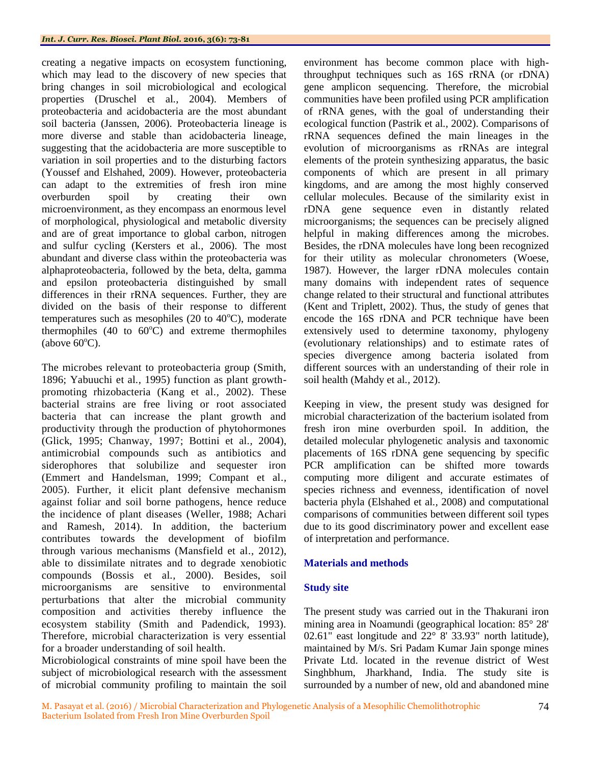creating a negative impacts on ecosystem functioning, which may lead to the discovery of new species that bring changes in soil microbiological and ecological properties (Druschel et al., 2004). Members of proteobacteria and acidobacteria are the most abundant soil bacteria (Janssen, 2006). Proteobacteria lineage is more diverse and stable than acidobacteria lineage, suggesting that the acidobacteria are more susceptible to variation in soil properties and to the disturbing factors (Youssef and Elshahed, 2009). However, proteobacteria can adapt to the extremities of fresh iron mine overburden spoil by creating their own microenvironment, as they encompass an enormous level of morphological, physiological and metabolic diversity and are of great importance to global carbon, nitrogen and sulfur cycling (Kersters et al., 2006). The most abundant and diverse class within the proteobacteria was alphaproteobacteria, followed by the beta, delta, gamma and epsilon proteobacteria distinguished by small differences in their rRNA sequences. Further, they are divided on the basis of their response to different temperatures such as mesophiles (20 to 40$^o$C), moderate thermophiles (40 to 60$^o$C) and extreme thermophiles (above 60$^o$C).

The microbes relevant to proteobacteria group (Smith, 1896; Yabuuchi et al., 1995) function as plant growth-promoting rhizobacteria (Kang et al., 2002). These bacterial strains are free living or root associated bacteria that can increase the plant growth and productivity through the production of phytohormones (Glick, 1995; Chanway, 1997; Bottini et al., 2004), antimicrobial compounds such as antibiotics and siderophores that solubilize and sequester iron (Emmert and Handelsman, 1999; Compant et al., 2005). Further, it elicit plant defensive mechanism against foliar and soil borne pathogens, hence reduce the incidence of plant diseases (Weller, 1988; Achari and Ramesh, 2014). In addition, the bacterium contributes towards the development of biofilm through various mechanisms (Mansfield et al., 2012), able to dissimilate nitrates and to degrade xenobiotic compounds (Bossis et al., 2000). Besides, soil microorganisms are sensitive to environmental perturbations that alter the microbial community composition and activities thereby influence the ecosystem stability (Smith and Padendick, 1993). Therefore, microbial characterization is very essential for a broader understanding of soil health.

Microbiological constraints of mine spoil have been the subject of microbiological research with the assessment of microbial community profiling to maintain the soil environment has become common place with high-throughput techniques such as 16S rRNA (or rDNA) gene amplicon sequencing. Therefore, the microbial communities have been profiled using PCR amplification of rRNA genes, with the goal of understanding their ecological function (Pastrik et al., 2002). Comparisons of rRNA sequences defined the main lineages in the evolution of microorganisms as rRNAs are integral elements of the protein synthesizing apparatus, the basic components of which are present in all primary kingdoms, and are among the most highly conserved cellular molecules. Because of the similarity exist in rDNA gene sequence even in distantly related microorganisms; the sequences can be precisely aligned helpful in making differences among the microbes. Besides, the rDNA molecules have long been recognized for their utility as molecular chronometers (Woese, 1987). However, the larger rDNA molecules contain many domains with independent rates of sequence change related to their structural and functional attributes (Kent and Triplett, 2002). Thus, the study of genes that encode the 16S rDNA and PCR technique have been extensively used to determine taxonomy, phylogeny (evolutionary relationships) and to estimate rates of species divergence among bacteria isolated from different sources with an understanding of their role in soil health (Mahdy et al., 2012).

Keeping in view, the present study was designed for microbial characterization of the bacterium isolated from fresh iron mine overburden spoil. In addition, the detailed molecular phylogenetic analysis and taxonomic placements of 16S rDNA gene sequencing by specific PCR amplification can be shifted more towards computing more diligent and accurate estimates of species richness and evenness, identification of novel bacteria phyla (Elshahed et al., 2008) and computational comparisons of communities between different soil types due to its good discriminatory power and excellent ease of interpretation and performance.

## Materials and methods

### Study site

The present study was carried out in the Thakurani iron mining area in Noamundi (geographical location: 85° 28' 02.61" east longitude and 22° 8' 33.93" north latitude), maintained by M/s. Sri Padam Kumar Jain sponge mines Private Ltd. located in the revenue district of West Singhbhum, Jharkhand, India. The study site is surrounded by a number of new, old and abandoned mine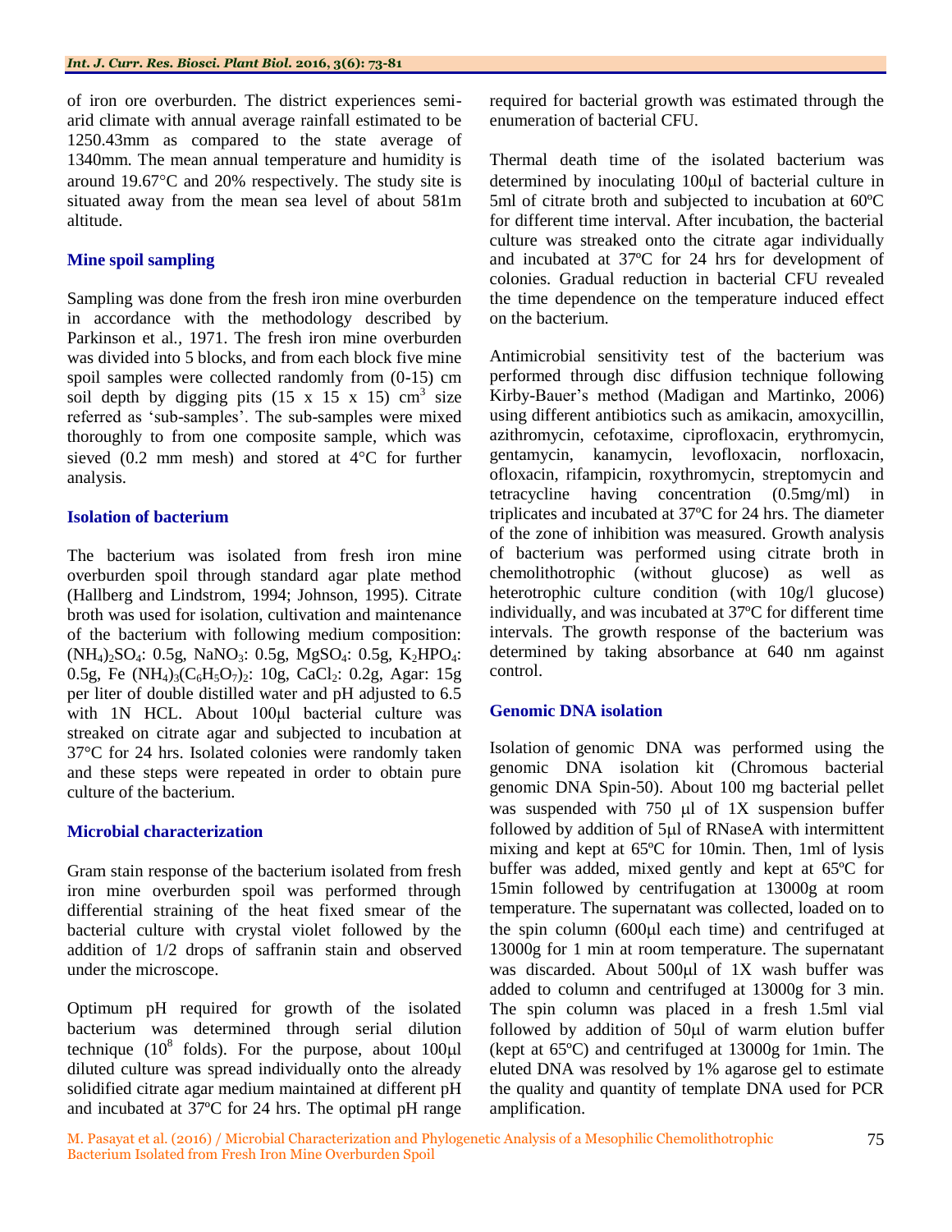of iron ore overburden. The district experiences semi-arid climate with annual average rainfall estimated to be 1250.43mm as compared to the state average of 1340mm. The mean annual temperature and humidity is around 19.67°C and 20% respectively. The study site is situated away from the mean sea level of about 581m altitude.

### Mine spoil sampling

Sampling was done from the fresh iron mine overburden in accordance with the methodology described by Parkinson et al., 1971. The fresh iron mine overburden was divided into 5 blocks, and from each block five mine spoil samples were collected randomly from (0-15) cm soil depth by digging pits (15 x 15 x 15) $cm^3$ size referred as 'sub-samples'. The sub-samples were mixed thoroughly to from one composite sample, which was sieved (0.2 mm mesh) and stored at 4°C for further analysis.

### Isolation of bacterium

The bacterium was isolated from fresh iron mine overburden spoil through standard agar plate method (Hallberg and Lindstrom, 1994; Johnson, 1995). Citrate broth was used for isolation, cultivation and maintenance of the bacterium with following medium composition: $(NH_4)_2SO_4$: 0.5g, $NaNO_3$: 0.5g, $MgSO_4$: 0.5g, $K_2HPO_4$: 0.5g, Fe $(NH_4)_3(C_6H_5O_7)_2$: 10g, $CaCl_2$: 0.2g, Agar: 15g per liter of double distilled water and pH adjusted to 6.5 with 1N HCL. About 100µl bacterial culture was streaked on citrate agar and subjected to incubation at 37°C for 24 hrs. Isolated colonies were randomly taken and these steps were repeated in order to obtain pure culture of the bacterium.

### Microbial characterization

Gram stain response of the bacterium isolated from fresh iron mine overburden spoil was performed through differential straining of the heat fixed smear of the bacterial culture with crystal violet followed by the addition of 1/2 drops of saffranin stain and observed under the microscope.

Optimum pH required for growth of the isolated bacterium was determined through serial dilution technique ($10^8$ folds). For the purpose, about 100µl diluted culture was spread individually onto the already solidified citrate agar medium maintained at different pH and incubated at 37ºC for 24 hrs. The optimal pH range required for bacterial growth was estimated through the enumeration of bacterial CFU.

Thermal death time of the isolated bacterium was determined by inoculating 100µl of bacterial culture in 5ml of citrate broth and subjected to incubation at 60ºC for different time interval. After incubation, the bacterial culture was streaked onto the citrate agar individually and incubated at 37ºC for 24 hrs for development of colonies. Gradual reduction in bacterial CFU revealed the time dependence on the temperature induced effect on the bacterium.

Antimicrobial sensitivity test of the bacterium was performed through disc diffusion technique following Kirby-Bauer's method (Madigan and Martinko, 2006) using different antibiotics such as amikacin, amoxycillin, azithromycin, cefotaxime, ciprofloxacin, erythromycin, gentamycin, kanamycin, levofloxacin, norfloxacin, ofloxacin, rifampicin, roxythromycin, streptomycin and tetracycline having concentration (0.5mg/ml) in triplicates and incubated at 37ºC for 24 hrs. The diameter of the zone of inhibition was measured. Growth analysis of bacterium was performed using citrate broth in chemolithotrophic (without glucose) as well as heterotrophic culture condition (with 10g/l glucose) individually, and was incubated at 37ºC for different time intervals. The growth response of the bacterium was determined by taking absorbance at 640 nm against control.

### Genomic DNA isolation

Isolation of genomic DNA was performed using the genomic DNA isolation kit (Chromous bacterial genomic DNA Spin-50). About 100 mg bacterial pellet was suspended with 750 µl of 1X suspension buffer followed by addition of 5µl of RNaseA with intermittent mixing and kept at 65ºC for 10min. Then, 1ml of lysis buffer was added, mixed gently and kept at 65ºC for 15min followed by centrifugation at 13000g at room temperature. The supernatant was collected, loaded on to the spin column (600µl each time) and centrifuged at 13000g for 1 min at room temperature. The supernatant was discarded. About 500µl of 1X wash buffer was added to column and centrifuged at 13000g for 3 min. The spin column was placed in a fresh 1.5ml vial followed by addition of 50µl of warm elution buffer (kept at 65ºC) and centrifuged at 13000g for 1min. The eluted DNA was resolved by 1% agarose gel to estimate the quality and quantity of template DNA used for PCR amplification.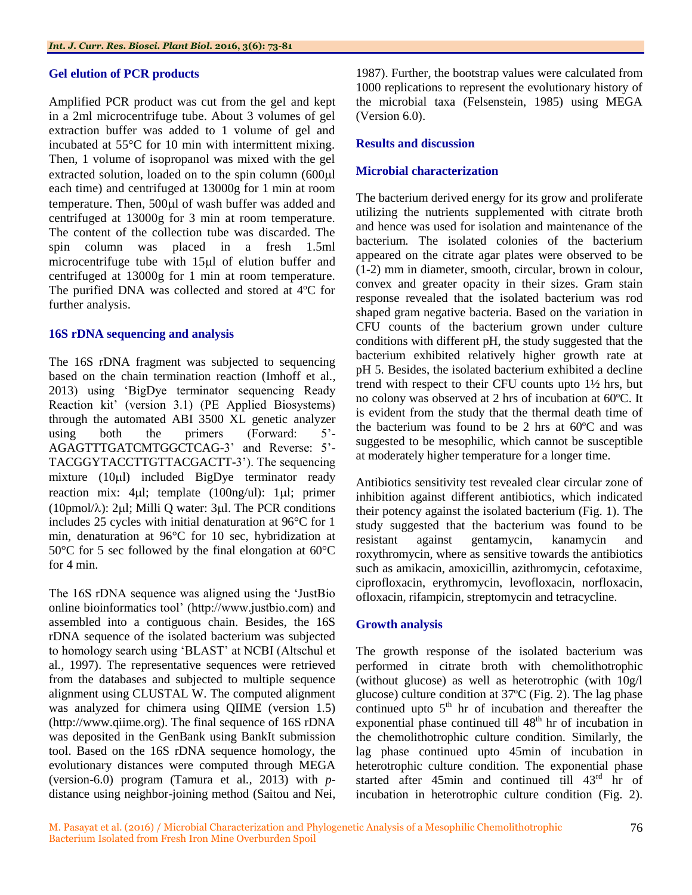## Gel elution of PCR products

Amplified PCR product was cut from the gel and kept in a 2ml microcentrifuge tube. About 3 volumes of gel extraction buffer was added to 1 volume of gel and incubated at 55°C for 10 min with intermittent mixing. Then, 1 volume of isopropanol was mixed with the gel extracted solution, loaded on to the spin column (600μl each time) and centrifuged at 13000g for 1 min at room temperature. Then, 500μl of wash buffer was added and centrifuged at 13000g for 3 min at room temperature. The content of the collection tube was discarded. The spin column was placed in a fresh 1.5ml microcentrifuge tube with 15μl of elution buffer and centrifuged at 13000g for 1 min at room temperature. The purified DNA was collected and stored at 4ºC for further analysis.

## 16S rDNA sequencing and analysis

The 16S rDNA fragment was subjected to sequencing based on the chain termination reaction (Imhoff et al., 2013) using 'BigDye terminator sequencing Ready Reaction kit' (version 3.1) (PE Applied Biosystems) through the automated ABI 3500 XL genetic analyzer using both the primers (Forward: 5'-AGAGTTTGATCMTGGCTCAG-3' and Reverse: 5'-TACGGYTACCTTGTTACGACTT-3'). The sequencing mixture (10μl) included BigDye terminator ready reaction mix: 4μl; template (100ng/ul): 1μl; primer (10pmol/λ): 2μl; Milli Q water: 3μl. The PCR conditions includes 25 cycles with initial denaturation at 96°C for 1 min, denaturation at 96°C for 10 sec, hybridization at 50°C for 5 sec followed by the final elongation at 60°C for 4 min.

The 16S rDNA sequence was aligned using the 'JustBio online bioinformatics tool' (http://www.justbio.com) and assembled into a contiguous chain. Besides, the 16S rDNA sequence of the isolated bacterium was subjected to homology search using 'BLAST' at NCBI (Altschul et al., 1997). The representative sequences were retrieved from the databases and subjected to multiple sequence alignment using CLUSTAL W. The computed alignment was analyzed for chimera using QIIME (version 1.5) (http://www.qiime.org). The final sequence of 16S rDNA was deposited in the GenBank using BankIt submission tool. Based on the 16S rDNA sequence homology, the evolutionary distances were computed through MEGA (version-6.0) program (Tamura et al., 2013) with *p*-distance using neighbor-joining method (Saitou and Nei, 1987). Further, the bootstrap values were calculated from 1000 replications to represent the evolutionary history of the microbial taxa (Felsenstein, 1985) using MEGA (Version 6.0).

## Results and discussion

### Microbial characterization

The bacterium derived energy for its grow and proliferate utilizing the nutrients supplemented with citrate broth and hence was used for isolation and maintenance of the bacterium. The isolated colonies of the bacterium appeared on the citrate agar plates were observed to be (1-2) mm in diameter, smooth, circular, brown in colour, convex and greater opacity in their sizes. Gram stain response revealed that the isolated bacterium was rod shaped gram negative bacteria. Based on the variation in CFU counts of the bacterium grown under culture conditions with different pH, the study suggested that the bacterium exhibited relatively higher growth rate at pH 5. Besides, the isolated bacterium exhibited a decline trend with respect to their CFU counts upto 1½ hrs, but no colony was observed at 2 hrs of incubation at 60ºC. It is evident from the study that the thermal death time of the bacterium was found to be 2 hrs at 60ºC and was suggested to be mesophilic, which cannot be susceptible at moderately higher temperature for a longer time.

Antibiotics sensitivity test revealed clear circular zone of inhibition against different antibiotics, which indicated their potency against the isolated bacterium (Fig. 1). The study suggested that the bacterium was found to be resistant against gentamycin, kanamycin and roxythromycin, where as sensitive towards the antibiotics such as amikacin, amoxicillin, azithromycin, cefotaxime, ciprofloxacin, erythromycin, levofloxacin, norfloxacin, ofloxacin, rifampicin, streptomycin and tetracycline.

### Growth analysis

The growth response of the isolated bacterium was performed in citrate broth with chemolithotrophic (without glucose) as well as heterotrophic (with 10g/l glucose) culture condition at 37ºC (Fig. 2). The lag phase continued upto 5$^{th}$ hr of incubation and thereafter the exponential phase continued till 48$^{th}$ hr of incubation in the chemolithotrophic culture condition. Similarly, the lag phase continued upto 45min of incubation in heterotrophic culture condition. The exponential phase started after 45min and continued till 43$^{rd}$ hr of incubation in heterotrophic culture condition (Fig. 2).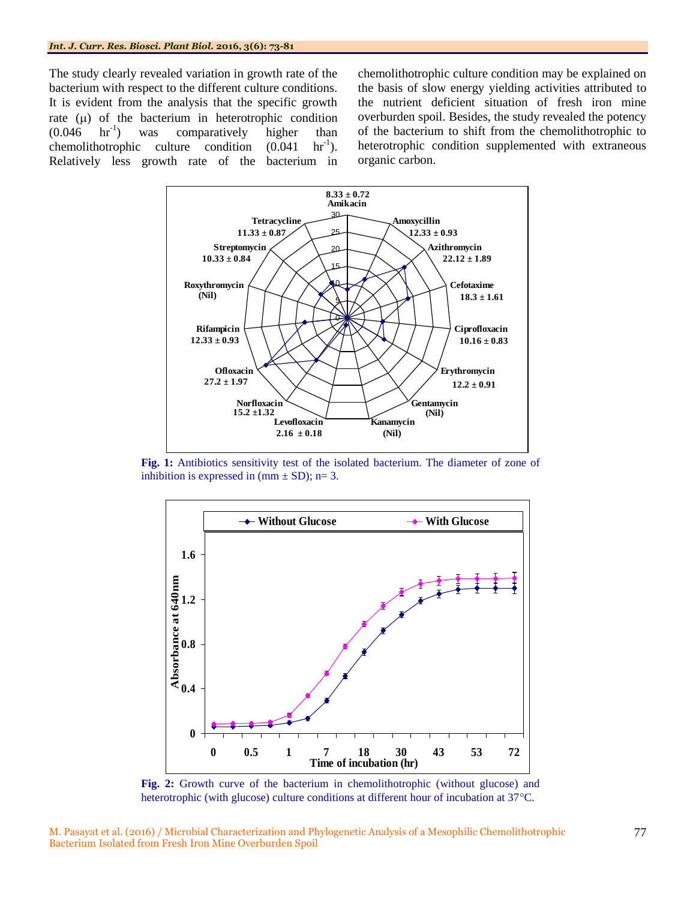The study clearly revealed variation in growth rate of the bacterium with respect to the different culture conditions. It is evident from the analysis that the specific growth rate (μ) of the bacterium in heterotrophic condition (0.046 $hr^{-1}$) was comparatively higher than chemolithotrophic culture condition (0.041 $hr^{-1}$). Relatively less growth rate of the bacterium in chemolithotrophic culture condition may be explained on the basis of slow energy yielding activities attributed to the nutrient deficient situation of fresh iron mine overburden spoil. Besides, the study revealed the potency of the bacterium to shift from the chemolithotrophic to heterotrophic condition supplemented with extraneous organic carbon.

**Fig. 1:** Antibiotics sensitivity test of the isolated bacterium. The diameter of zone of inhibition is expressed in (mm ± SD); n= 3.

**Fig. 2:** Growth curve of the bacterium in chemolithotrophic (without glucose) and heterotrophic (with glucose) culture conditions at different hour of incubation at 37°C.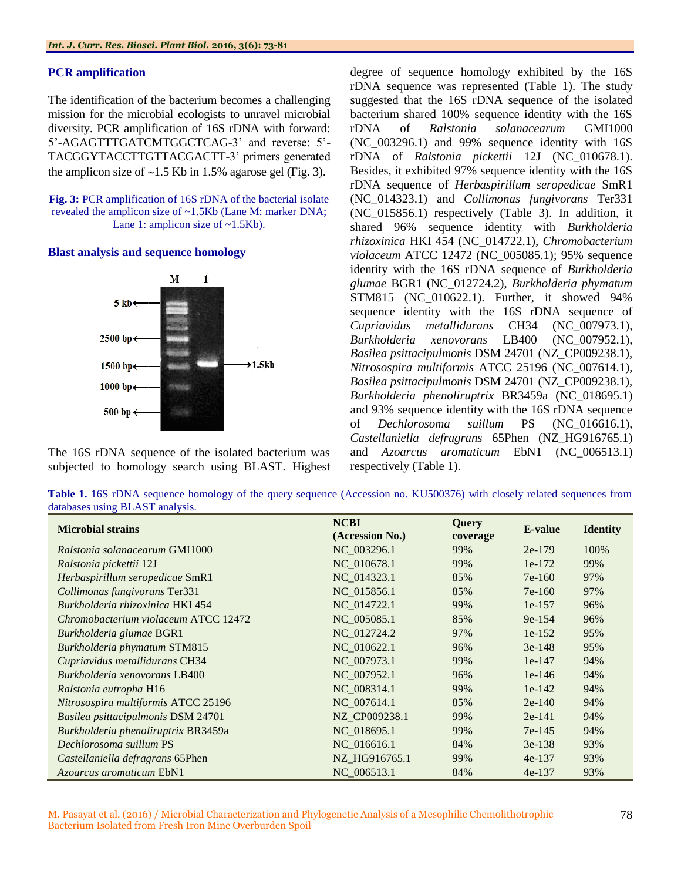### PCR amplification

The identification of the bacterium becomes a challenging mission for the microbial ecologists to unravel microbial diversity. PCR amplification of 16S rDNA with forward: 5'-AGAGTTTGATCMTGGCTCAG-3' and reverse: 5'-TACGGYTACCTTGTTACGACTT-3' primers generated the amplicon size of ~1.5 Kb in 1.5% agarose gel (Fig. 3).

**Fig. 3:** PCR amplification of 16S rDNA of the bacterial isolate revealed the amplicon size of ~1.5Kb (Lane M: marker DNA; Lane 1: amplicon size of ~1.5Kb).

### Blast analysis and sequence homology

The 16S rDNA sequence of the isolated bacterium was subjected to homology search using BLAST. Highest degree of sequence homology exhibited by the 16S rDNA sequence was represented (Table 1). The study suggested that the 16S rDNA sequence of the isolated bacterium shared 100% sequence identity with the 16S rDNA of *Ralstonia solanacearum* GMI1000 (NC_003296.1) and 99% sequence identity with 16S rDNA of *Ralstonia pickettii* 12J (NC_010678.1). Besides, it exhibited 97% sequence identity with the 16S rDNA sequence of *Herbaspirillum seropedicae* SmR1 (NC_014323.1) and *Collimonas fungivorans* Ter331 (NC_015856.1) respectively (Table 3). In addition, it shared 96% sequence identity with *Burkholderia rhizoxinica* HKI 454 (NC_014722.1), *Chromobacterium violaceum* ATCC 12472 (NC_005085.1); 95% sequence identity with the 16S rDNA sequence of *Burkholderia glumae* BGR1 (NC_012724.2), *Burkholderia phymatum* STM815 (NC_010622.1). Further, it showed 94% sequence identity with the 16S rDNA sequence of *Cupriavidus metallidurans* CH34 (NC_007973.1), *Burkholderia xenovorans* LB400 (NC_007952.1), *Basilea psittacipulmonis* DSM 24701 (NZ_CP009238.1), *Nitrosospira multiformis* ATCC 25196 (NC_007614.1), *Basilea psittacipulmonis* DSM 24701 (NZ_CP009238.1), *Burkholderia phenoliruptrix* BR3459a (NC_018695.1) and 93% sequence identity with the 16S rDNA sequence of *Dechlorosoma suillum* PS (NC_016616.1), *Castellaniella defragrans* 65Phen (NZ_HG916765.1) and *Azoarcus aromaticum* EbN1 (NC_006513.1) respectively (Table 1).

**Table 1.** 16S rDNA sequence homology of the query sequence (Accession no. KU500376) with closely related sequences from databases using BLAST analysis.

| Microbial strains | NCBI (Accession No.) | Query coverage | E-value | Identity |
|---|---|---|---|---|
| *Ralstonia solanacearum* GMI1000 | NC_003296.1 | 99% | 2e-179 | 100% |
| *Ralstonia pickettii* 12J | NC_010678.1 | 99% | 1e-172 | 99% |
| *Herbaspirillum seropedicae* SmR1 | NC_014323.1 | 85% | 7e-160 | 97% |
| *Collimonas fungivorans* Ter331 | NC_015856.1 | 85% | 7e-160 | 97% |
| *Burkholderia rhizoxinica* HKI 454 | NC_014722.1 | 99% | 1e-157 | 96% |
| *Chromobacterium violaceum* ATCC 12472 | NC_005085.1 | 85% | 9e-154 | 96% |
| *Burkholderia glumae* BGR1 | NC_012724.2 | 97% | 1e-152 | 95% |
| *Burkholderia phymatum* STM815 | NC_010622.1 | 96% | 3e-148 | 95% |
| *Cupriavidus metallidurans* CH34 | NC_007973.1 | 99% | 1e-147 | 94% |
| *Burkholderia xenovorans* LB400 | NC_007952.1 | 96% | 1e-146 | 94% |
| *Ralstonia eutropha* H16 | NC_008314.1 | 99% | 1e-142 | 94% |
| *Nitrosospira multiformis* ATCC 25196 | NC_007614.1 | 85% | 2e-140 | 94% |
| *Basilea psittacipulmonis* DSM 24701 | NZ_CP009238.1 | 99% | 2e-141 | 94% |
| *Burkholderia phenoliruptrix* BR3459a | NC_018695.1 | 99% | 7e-145 | 94% |
| *Dechlorosoma suillum* PS | NC_016616.1 | 84% | 3e-138 | 93% |
| *Castellaniella defragrans* 65Phen | NZ_HG916765.1 | 99% | 4e-137 | 93% |
| *Azoarcus aromaticum* EbN1 | NC_006513.1 | 84% | 4e-137 | 93% |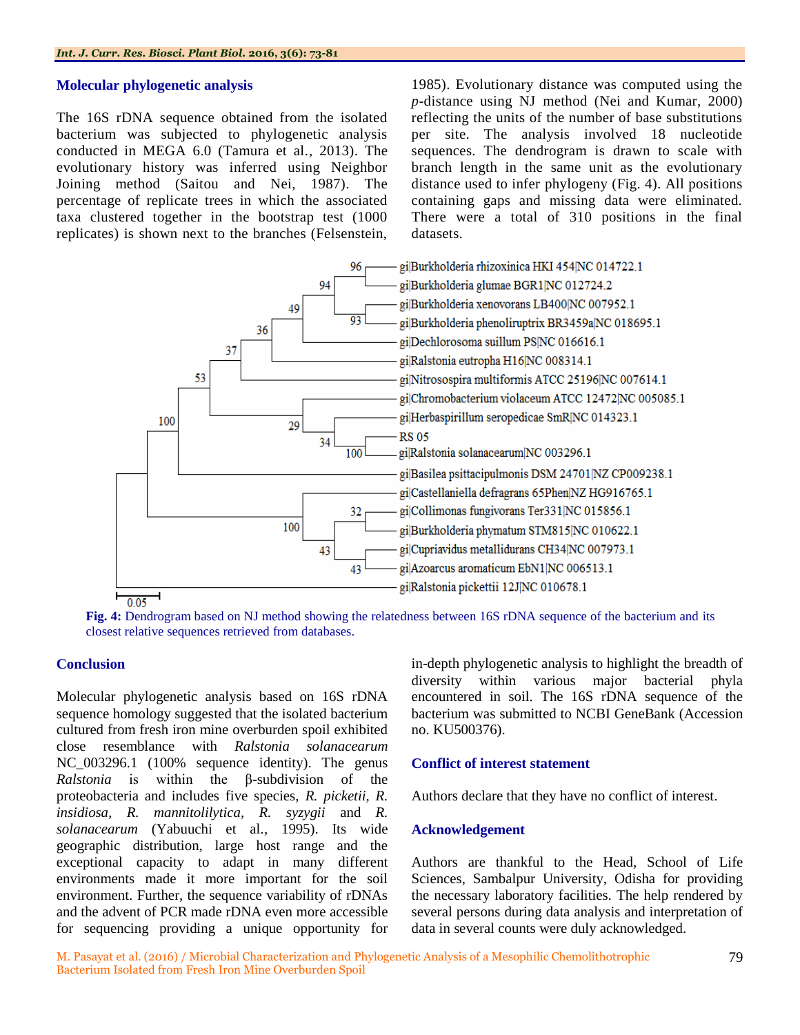## Molecular phylogenetic analysis

The 16S rDNA sequence obtained from the isolated bacterium was subjected to phylogenetic analysis conducted in MEGA 6.0 (Tamura et al., 2013). The evolutionary history was inferred using Neighbor Joining method (Saitou and Nei, 1987). The percentage of replicate trees in which the associated taxa clustered together in the bootstrap test (1000 replicates) is shown next to the branches (Felsenstein, 1985). Evolutionary distance was computed using the *p*-distance using NJ method (Nei and Kumar, 2000) reflecting the units of the number of base substitutions per site. The analysis involved 18 nucleotide sequences. The dendrogram is drawn to scale with branch length in the same unit as the evolutionary distance used to infer phylogeny (Fig. 4). All positions containing gaps and missing data were eliminated. There were a total of 310 positions in the final datasets.

**Fig. 4:** Dendrogram based on NJ method showing the relatedness between 16S rDNA sequence of the bacterium and its closest relative sequences retrieved from databases.

## Conclusion

Molecular phylogenetic analysis based on 16S rDNA sequence homology suggested that the isolated bacterium cultured from fresh iron mine overburden spoil exhibited close resemblance with *Ralstonia solanacearum* NC_003296.1 (100% sequence identity). The genus *Ralstonia* is within the β-subdivision of the proteobacteria and includes five species, *R. picketii*, *R. insidiosa*, *R. mannitolilytica*, *R. syzygii* and *R. solanacearum* (Yabuuchi et al., 1995). Its wide geographic distribution, large host range and the exceptional capacity to adapt in many different environments made it more important for the soil environment. Further, the sequence variability of rDNAs and the advent of PCR made rDNA even more accessible for sequencing providing a unique opportunity for in-depth phylogenetic analysis to highlight the breadth of diversity within various major bacterial phyla encountered in soil. The 16S rDNA sequence of the bacterium was submitted to NCBI GeneBank (Accession no. KU500376).

## Conflict of interest statement

Authors declare that they have no conflict of interest.

## Acknowledgement

Authors are thankful to the Head, School of Life Sciences, Sambalpur University, Odisha for providing the necessary laboratory facilities. The help rendered by several persons during data analysis and interpretation of data in several counts were duly acknowledged.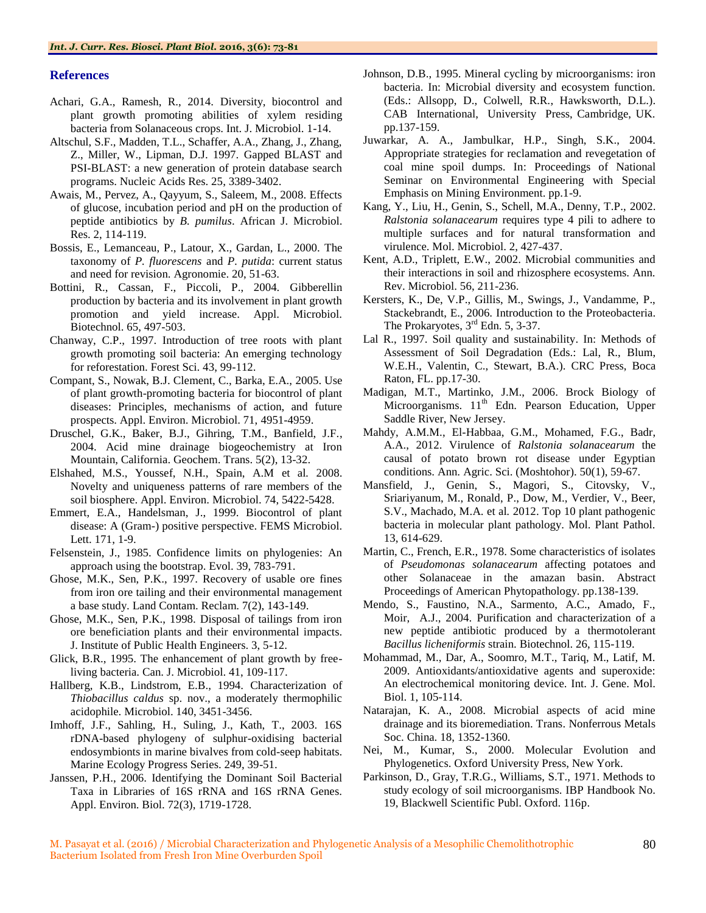## References

Achari, G.A., Ramesh, R., 2014. Diversity, biocontrol and plant growth promoting abilities of xylem residing bacteria from Solanaceous crops. Int. J. Microbiol. 1-14.

Altschul, S.F., Madden, T.L., Schaffer, A.A., Zhang, J., Zhang, Z., Miller, W., Lipman, D.J. 1997. Gapped BLAST and PSI-BLAST: a new generation of protein database search programs. Nucleic Acids Res. 25, 3389-3402.

Awais, M., Pervez, A., Qayyum, S., Saleem, M., 2008. Effects of glucose, incubation period and pH on the production of peptide antibiotics by *B. pumilus*. African J. Microbiol. Res. 2, 114-119.

Bossis, E., Lemanceau, P., Latour, X., Gardan, L., 2000. The taxonomy of *P. fluorescens* and *P. putida*: current status and need for revision. Agronomie. 20, 51-63.

Bottini, R., Cassan, F., Piccoli, P., 2004. Gibberellin production by bacteria and its involvement in plant growth promotion and yield increase. Appl. Microbiol. Biotechnol. 65, 497-503.

Chanway, C.P., 1997. Introduction of tree roots with plant growth promoting soil bacteria: An emerging technology for reforestation. Forest Sci. 43, 99-112.

Compant, S., Nowak, B.J. Clement, C., Barka, E.A., 2005. Use of plant growth-promoting bacteria for biocontrol of plant diseases: Principles, mechanisms of action, and future prospects. Appl. Environ. Microbiol. 71, 4951-4959.

Druschel, G.K., Baker, B.J., Gihring, T.M., Banfield, J.F., 2004. Acid mine drainage biogeochemistry at Iron Mountain, California. Geochem. Trans. 5(2), 13-32.

Elshahed, M.S., Youssef, N.H., Spain, A.M et al. 2008. Novelty and uniqueness patterns of rare members of the soil biosphere. Appl. Environ. Microbiol. 74, 5422-5428.

Emmert, E.A., Handelsman, J., 1999. Biocontrol of plant disease: A (Gram-) positive perspective. FEMS Microbiol. Lett. 171, 1-9.

Felsenstein, J., 1985. Confidence limits on phylogenies: An approach using the bootstrap. Evol. 39, 783-791.

Ghose, M.K., Sen, P.K., 1997. Recovery of usable ore fines from iron ore tailing and their environmental management a base study. Land Contam. Reclam. 7(2), 143-149.

Ghose, M.K., Sen, P.K., 1998. Disposal of tailings from iron ore beneficiation plants and their environmental impacts. J. Institute of Public Health Engineers. 3, 5-12.

Glick, B.R., 1995. The enhancement of plant growth by free-living bacteria. Can. J. Microbiol. 41, 109-117.

Hallberg, K.B., Lindstrom, E.B., 1994. Characterization of *Thiobacillus caldus* sp. nov., a moderately thermophilic acidophile. Microbiol. 140, 3451-3456.

Imhoff, J.F., Sahling, H., Suling, J., Kath, T., 2003. 16S rDNA-based phylogeny of sulphur-oxidising bacterial endosymbionts in marine bivalves from cold-seep habitats. Marine Ecology Progress Series. 249, 39-51.

Janssen, P.H., 2006. Identifying the Dominant Soil Bacterial Taxa in Libraries of 16S rRNA and 16S rRNA Genes. Appl. Environ. Biol. 72(3), 1719-1728.

Johnson, D.B., 1995. Mineral cycling by microorganisms: iron bacteria. In: Microbial diversity and ecosystem function. (Eds.: Allsopp, D., Colwell, R.R., Hawksworth, D.L.). CAB International, University Press, Cambridge, UK. pp.137-159.

Juwarkar, A. A., Jambulkar, H.P., Singh, S.K., 2004. Appropriate strategies for reclamation and revegetation of coal mine spoil dumps. In: Proceedings of National Seminar on Environmental Engineering with Special Emphasis on Mining Environment. pp.1-9.

Kang, Y., Liu, H., Genin, S., Schell, M.A., Denny, T.P., 2002. *Ralstonia solanacearum* requires type 4 pili to adhere to multiple surfaces and for natural transformation and virulence. Mol. Microbiol. 2, 427-437.

Kent, A.D., Triplett, E.W., 2002. Microbial communities and their interactions in soil and rhizosphere ecosystems. Ann. Rev. Microbiol. 56, 211-236.

Kersters, K., De, V.P., Gillis, M., Swings, J., Vandamme, P., Stackebrandt, E., 2006. Introduction to the Proteobacteria. The Prokaryotes, 3rd Edn. 5, 3-37.

Lal R., 1997. Soil quality and sustainability. In: Methods of Assessment of Soil Degradation (Eds.: Lal, R., Blum, W.E.H., Valentin, C., Stewart, B.A.). CRC Press, Boca Raton, FL. pp.17-30.

Madigan, M.T., Martinko, J.M., 2006. Brock Biology of Microorganisms. 11th Edn. Pearson Education, Upper Saddle River, New Jersey.

Mahdy, A.M.M., El-Habbaa, G.M., Mohamed, F.G., Badr, A.A., 2012. Virulence of *Ralstonia solanacearum* the causal of potato brown rot disease under Egyptian conditions. Ann. Agric. Sci. (Moshtohor). 50(1), 59-67.

Mansfield, J., Genin, S., Magori, S., Citovsky, V., Sriariyanum, M., Ronald, P., Dow, M., Verdier, V., Beer, S.V., Machado, M.A. et al. 2012. Top 10 plant pathogenic bacteria in molecular plant pathology. Mol. Plant Pathol. 13, 614-629.

Martin, C., French, E.R., 1978. Some characteristics of isolates of *Pseudomonas solanacearum* affecting potatoes and other Solanaceae in the amazan basin. Abstract Proceedings of American Phytopathology. pp.138-139.

Mendo, S., Faustino, N.A., Sarmento, A.C., Amado, F., Moir, A.J., 2004. Purification and characterization of a new peptide antibiotic produced by a thermotolerant *Bacillus licheniformis* strain. Biotechnol. 26, 115-119.

Mohammad, M., Dar, A., Soomro, M.T., Tariq, M., Latif, M. 2009. Antioxidants/antioxidative agents and superoxide: An electrochemical monitoring device. Int. J. Gene. Mol. Biol. 1, 105-114.

Natarajan, K. A., 2008. Microbial aspects of acid mine drainage and its bioremediation. Trans. Nonferrous Metals Soc. China. 18, 1352-1360.

Nei, M., Kumar, S., 2000. Molecular Evolution and Phylogenetics. Oxford University Press, New York.

Parkinson, D., Gray, T.R.G., Williams, S.T., 1971. Methods to study ecology of soil microorganisms. IBP Handbook No. 19, Blackwell Scientific Publ. Oxford. 116p.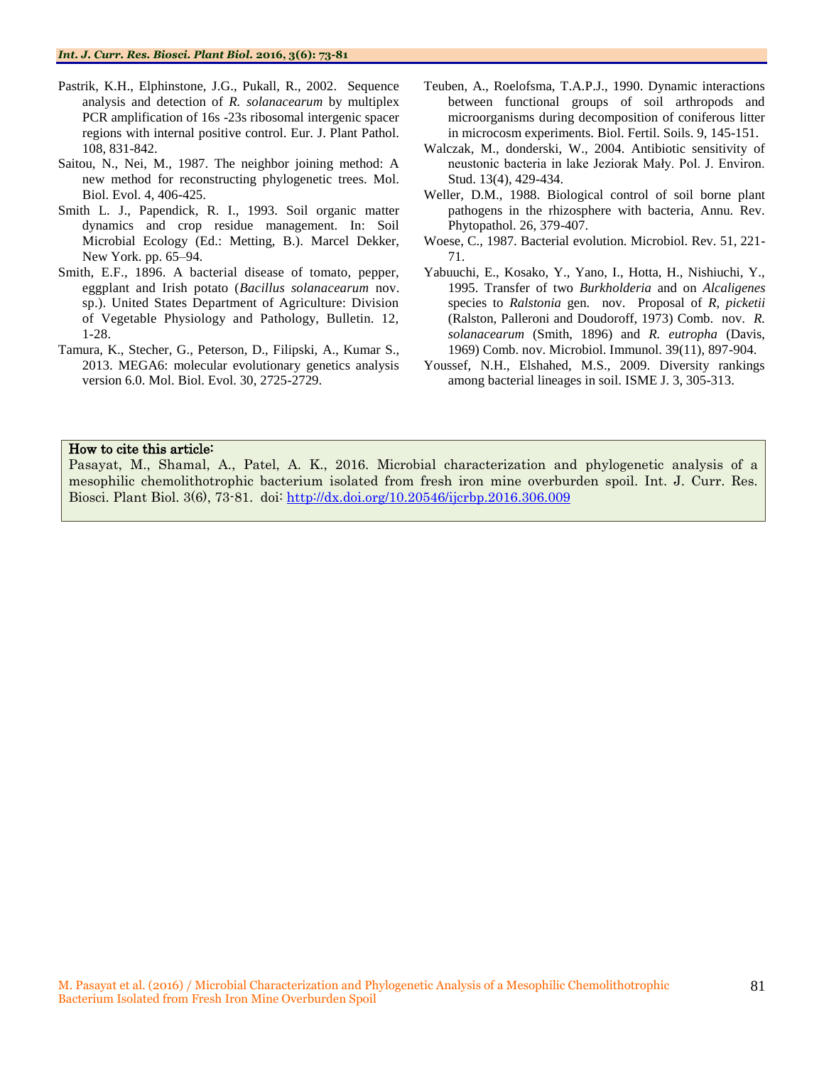Pastrik, K.H., Elphinstone, J.G., Pukall, R., 2002. Sequence analysis and detection of *R. solanacearum* by multiplex PCR amplification of 16s -23s ribosomal intergenic spacer regions with internal positive control. Eur. J. Plant Pathol. 108, 831-842.

Saitou, N., Nei, M., 1987. The neighbor joining method: A new method for reconstructing phylogenetic trees. Mol. Biol. Evol. 4, 406-425.

Smith L. J., Papendick, R. I., 1993. Soil organic matter dynamics and crop residue management. In: Soil Microbial Ecology (Ed.: Metting, B.). Marcel Dekker, New York. pp. 65–94.

Smith, E.F., 1896. A bacterial disease of tomato, pepper, eggplant and Irish potato (*Bacillus solanacearum* nov. sp.). United States Department of Agriculture: Division of Vegetable Physiology and Pathology, Bulletin. 12, 1-28.

Tamura, K., Stecher, G., Peterson, D., Filipski, A., Kumar S., 2013. MEGA6: molecular evolutionary genetics analysis version 6.0. Mol. Biol. Evol. 30, 2725-2729.

Teuben, A., Roelofsma, T.A.P.J., 1990. Dynamic interactions between functional groups of soil arthropods and microorganisms during decomposition of coniferous litter in microcosm experiments. Biol. Fertil. Soils. 9, 145-151.

Walczak, M., donderski, W., 2004. Antibiotic sensitivity of neustonic bacteria in lake Jeziorak Mały. Pol. J. Environ. Stud. 13(4), 429-434.

Weller, D.M., 1988. Biological control of soil borne plant pathogens in the rhizosphere with bacteria, Annu. Rev. Phytopathol. 26, 379-407.

Woese, C., 1987. Bacterial evolution. Microbiol. Rev. 51, 221-71.

Yabuuchi, E., Kosako, Y., Yano, I., Hotta, H., Nishiuchi, Y., 1995. Transfer of two *Burkholderia* and on *Alcaligenes* species to *Ralstonia* gen. nov. Proposal of *R, picketii* (Ralston, Palleroni and Doudoroff, 1973) Comb. nov. *R. solanacearum* (Smith, 1896) and *R. eutropha* (Davis, 1969) Comb. nov. Microbiol. Immunol. 39(11), 897-904.

Youssef, N.H., Elshahed, M.S., 2009. Diversity rankings among bacterial lineages in soil. ISME J. 3, 305-313.

**How to cite this article:**

Pasayat, M., Shamal, A., Patel, A. K., 2016. Microbial characterization and phylogenetic analysis of a mesophilic chemolithotrophic bacterium isolated from fresh iron mine overburden spoil. Int. J. Curr. Res. Biosci. Plant Biol. 3(6), 73-81. doi: http://dx.doi.org/10.20546/ijcrbp.2016.306.009